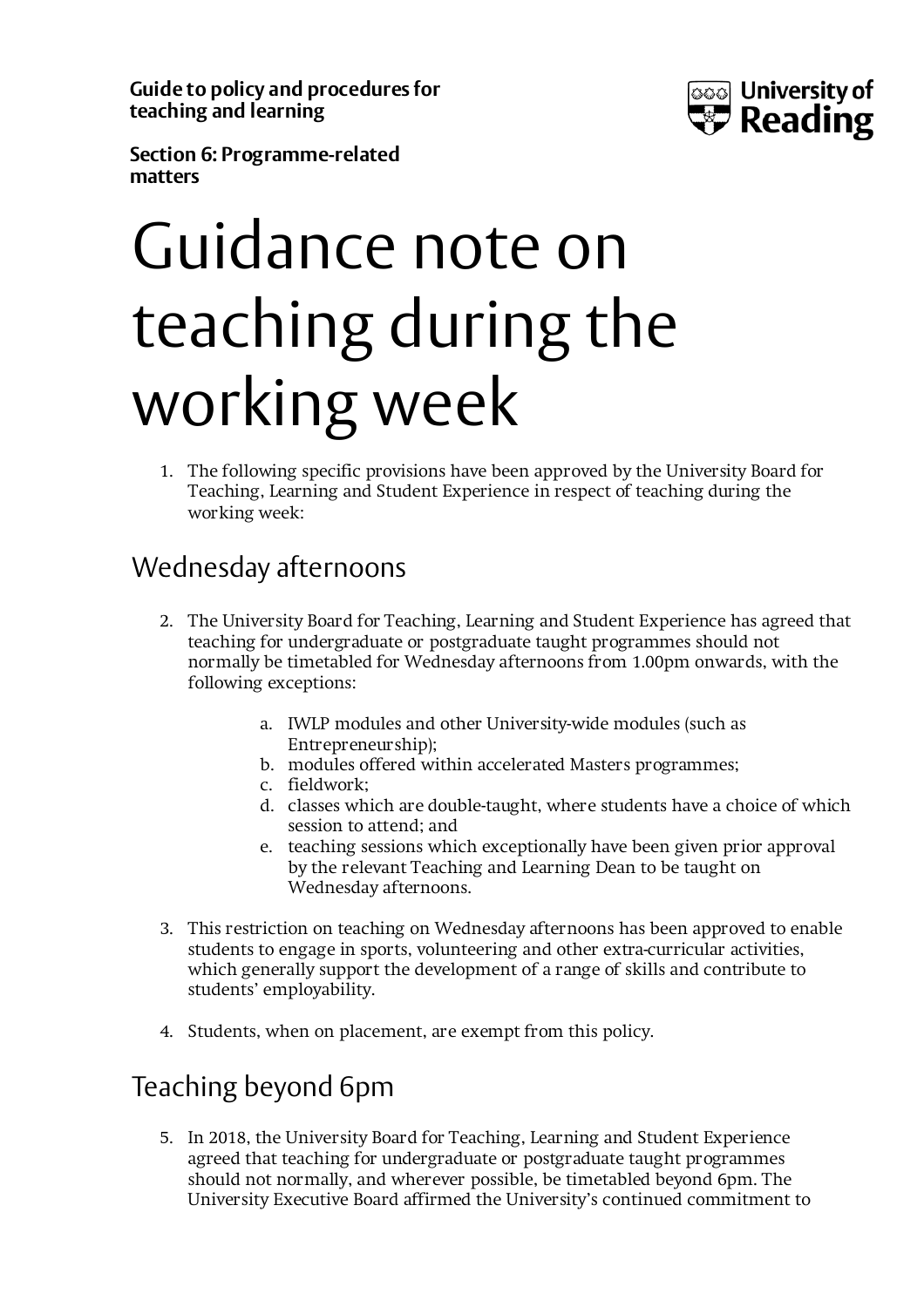**Guide to policy and procedures for teaching and learning**

**Section 6: Programme-related matters**

# Guidance note on teaching during the working week

1. The following specific provisions have been approved by the University Board for Teaching, Learning and Student Experience in respect of teaching during the working week:

## Wednesday afternoons

2. The University Board for Teaching, Learning and Student Experience has agreed that teaching for undergraduate or postgraduate taught programmes should not normally be timetabled for Wednesday afternoons from 1.00pm onwards, with the following exceptions:

    a. IWLP modules and other University-wide modules (such as Entrepreneurship);
    b. modules offered within accelerated Masters programmes;
    c. fieldwork;
    d. classes which are double-taught, where students have a choice of which session to attend; and
    e. teaching sessions which exceptionally have been given prior approval by the relevant Teaching and Learning Dean to be taught on Wednesday afternoons.

3. This restriction on teaching on Wednesday afternoons has been approved to enable students to engage in sports, volunteering and other extra-curricular activities, which generally support the development of a range of skills and contribute to students' employability.

4. Students, when on placement, are exempt from this policy.

## Teaching beyond 6pm

5. In 2018, the University Board for Teaching, Learning and Student Experience agreed that teaching for undergraduate or postgraduate taught programmes should not normally, and wherever possible, be timetabled beyond 6pm. The University Executive Board affirmed the University's continued commitment to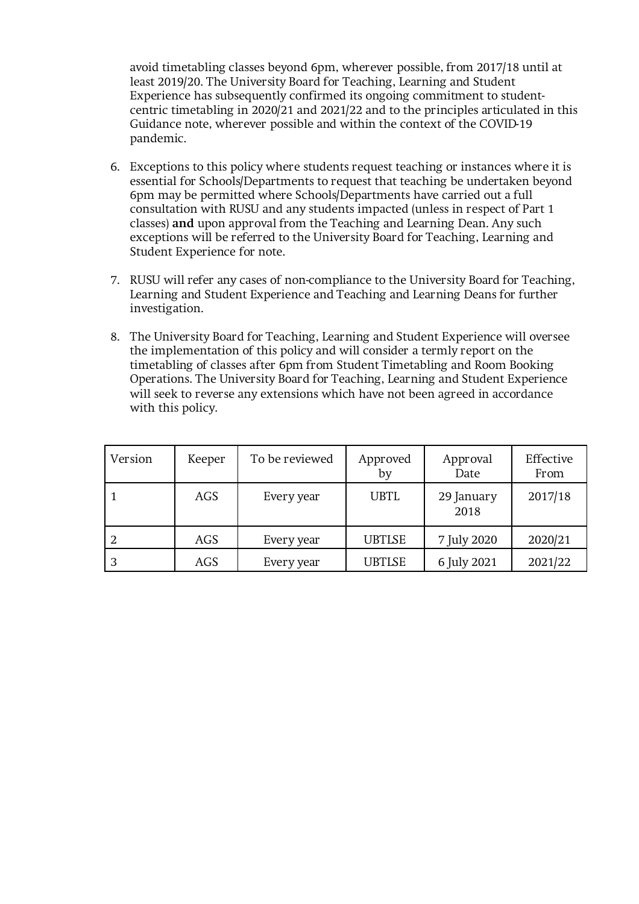avoid timetabling classes beyond 6pm, wherever possible, from 2017/18 until at least 2019/20. The University Board for Teaching, Learning and Student Experience has subsequently confirmed its ongoing commitment to student-centric timetabling in 2020/21 and 2021/22 and to the principles articulated in this Guidance note, wherever possible and within the context of the COVID-19 pandemic.

6. Exceptions to this policy where students request teaching or instances where it is essential for Schools/Departments to request that teaching be undertaken beyond 6pm may be permitted where Schools/Departments have carried out a full consultation with RUSU and any students impacted (unless in respect of Part 1 classes) **and** upon approval from the Teaching and Learning Dean. Any such exceptions will be referred to the University Board for Teaching, Learning and Student Experience for note.

7. RUSU will refer any cases of non-compliance to the University Board for Teaching, Learning and Student Experience and Teaching and Learning Deans for further investigation.

8. The University Board for Teaching, Learning and Student Experience will oversee the implementation of this policy and will consider a termly report on the timetabling of classes after 6pm from Student Timetabling and Room Booking Operations. The University Board for Teaching, Learning and Student Experience will seek to reverse any extensions which have not been agreed in accordance with this policy.

| Version | Keeper | To be reviewed | Approved by | Approval Date | Effective From |
|---|---|---|---|---|---|
| 1 | AGS | Every year | UBTL | 29 January 2018 | 2017/18 |
| 2 | AGS | Every year | UBTLSE | 7 July 2020 | 2020/21 |
| 3 | AGS | Every year | UBTLSE | 6 July 2021 | 2021/22 |